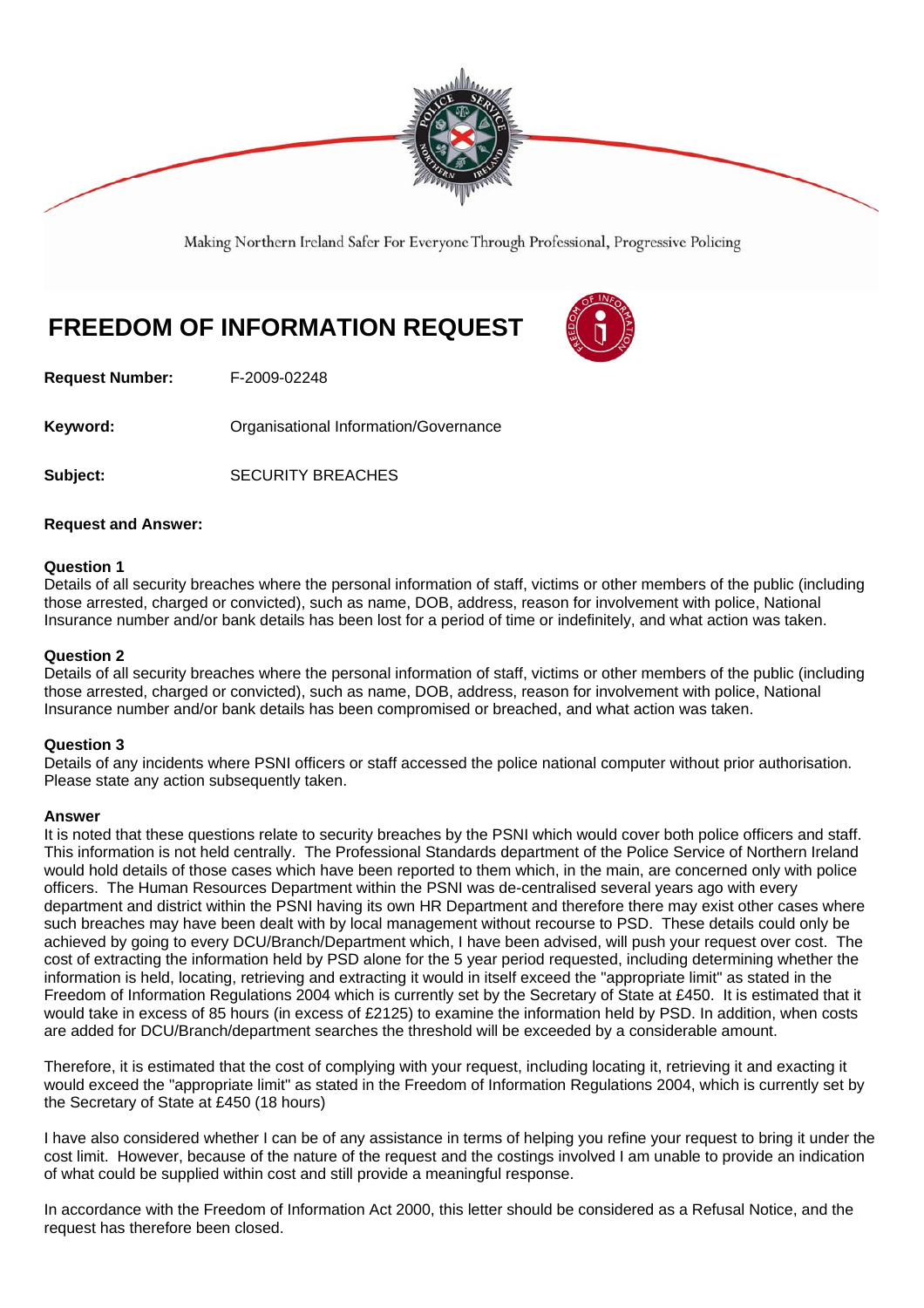Making Northern Ireland Safer For Everyone Through Professional, Progressive Policing

# FREEDOM OF INFORMATION REQUEST

**Request Number:** F-2009-02248

**Keyword:** Organisational Information/Governance

**Subject:** SECURITY BREACHES

**Request and Answer:**

**Question 1**
Details of all security breaches where the personal information of staff, victims or other members of the public (including those arrested, charged or convicted), such as name, DOB, address, reason for involvement with police, National Insurance number and/or bank details has been lost for a period of time or indefinitely, and what action was taken.

**Question 2**
Details of all security breaches where the personal information of staff, victims or other members of the public (including those arrested, charged or convicted), such as name, DOB, address, reason for involvement with police, National Insurance number and/or bank details has been compromised or breached, and what action was taken.

**Question 3**
Details of any incidents where PSNI officers or staff accessed the police national computer without prior authorisation. Please state any action subsequently taken.

**Answer**
It is noted that these questions relate to security breaches by the PSNI which would cover both police officers and staff. This information is not held centrally. The Professional Standards department of the Police Service of Northern Ireland would hold details of those cases which have been reported to them which, in the main, are concerned only with police officers. The Human Resources Department within the PSNI was de-centralised several years ago with every department and district within the PSNI having its own HR Department and therefore there may exist other cases where such breaches may have been dealt with by local management without recourse to PSD. These details could only be achieved by going to every DCU/Branch/Department which, I have been advised, will push your request over cost. The cost of extracting the information held by PSD alone for the 5 year period requested, including determining whether the information is held, locating, retrieving and extracting it would in itself exceed the "appropriate limit" as stated in the Freedom of Information Regulations 2004 which is currently set by the Secretary of State at £450. It is estimated that it would take in excess of 85 hours (in excess of £2125) to examine the information held by PSD. In addition, when costs are added for DCU/Branch/department searches the threshold will be exceeded by a considerable amount.

Therefore, it is estimated that the cost of complying with your request, including locating it, retrieving it and exacting it would exceed the "appropriate limit" as stated in the Freedom of Information Regulations 2004, which is currently set by the Secretary of State at £450 (18 hours)

I have also considered whether I can be of any assistance in terms of helping you refine your request to bring it under the cost limit. However, because of the nature of the request and the costings involved I am unable to provide an indication of what could be supplied within cost and still provide a meaningful response.

In accordance with the Freedom of Information Act 2000, this letter should be considered as a Refusal Notice, and the request has therefore been closed.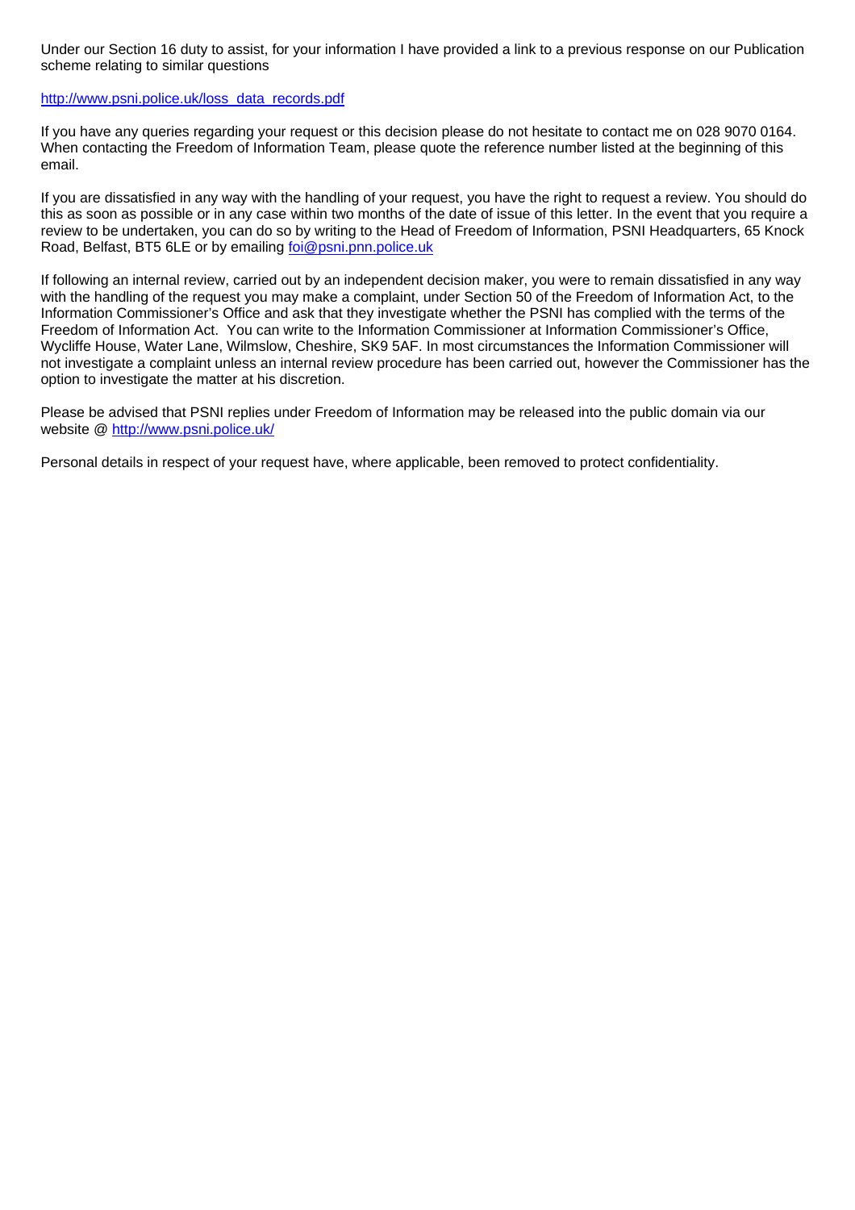Under our Section 16 duty to assist, for your information I have provided a link to a previous response on our Publication scheme relating to similar questions

http://www.psni.police.uk/loss_data_records.pdf

If you have any queries regarding your request or this decision please do not hesitate to contact me on 028 9070 0164. When contacting the Freedom of Information Team, please quote the reference number listed at the beginning of this email.

If you are dissatisfied in any way with the handling of your request, you have the right to request a review. You should do this as soon as possible or in any case within two months of the date of issue of this letter. In the event that you require a review to be undertaken, you can do so by writing to the Head of Freedom of Information, PSNI Headquarters, 65 Knock Road, Belfast, BT5 6LE or by emailing foi@psni.pnn.police.uk

If following an internal review, carried out by an independent decision maker, you were to remain dissatisfied in any way with the handling of the request you may make a complaint, under Section 50 of the Freedom of Information Act, to the Information Commissioner's Office and ask that they investigate whether the PSNI has complied with the terms of the Freedom of Information Act. You can write to the Information Commissioner at Information Commissioner's Office, Wycliffe House, Water Lane, Wilmslow, Cheshire, SK9 5AF. In most circumstances the Information Commissioner will not investigate a complaint unless an internal review procedure has been carried out, however the Commissioner has the option to investigate the matter at his discretion.

Please be advised that PSNI replies under Freedom of Information may be released into the public domain via our website @ http://www.psni.police.uk/

Personal details in respect of your request have, where applicable, been removed to protect confidentiality.